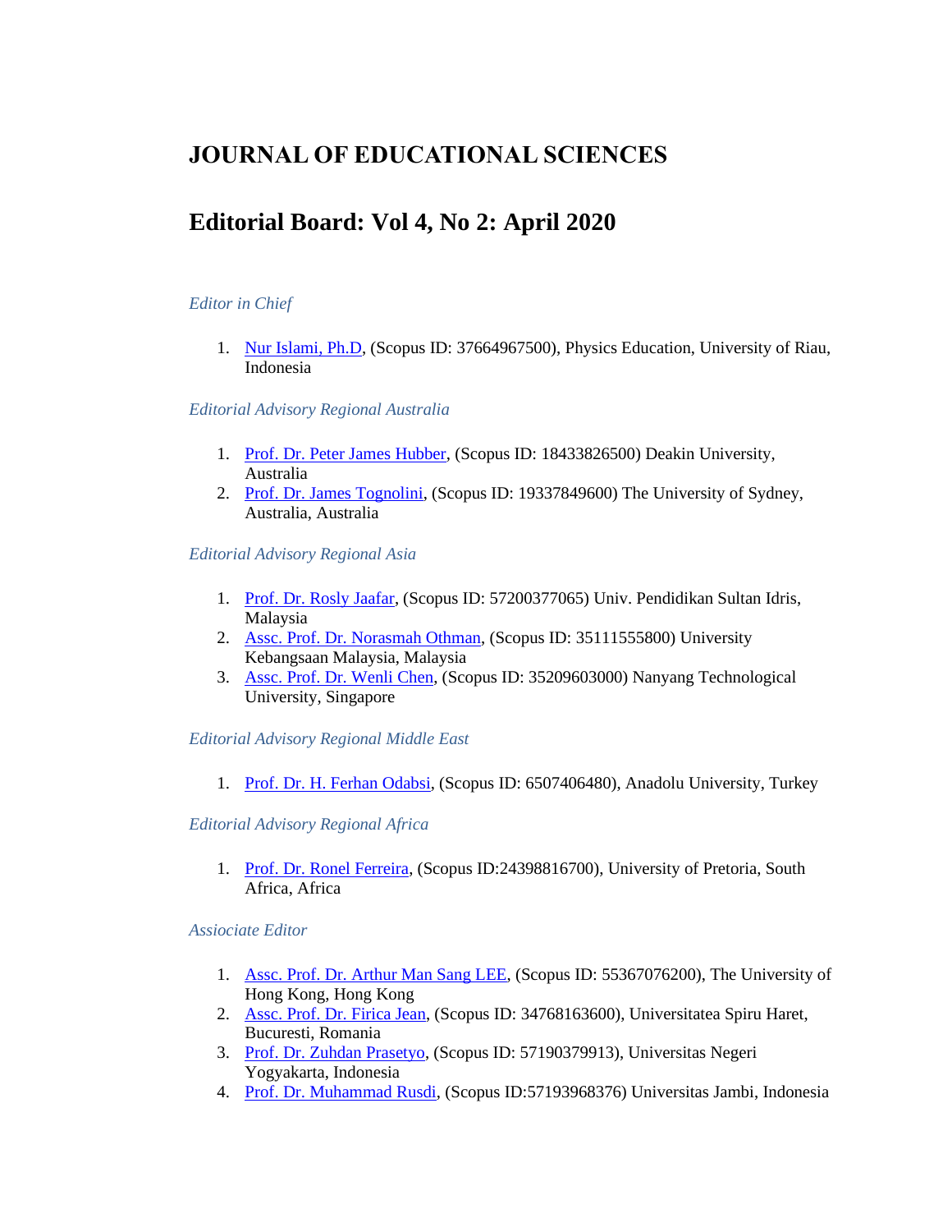# JOURNAL OF EDUCATIONAL SCIENCES

## Editorial Board: Vol 4, No 2: April 2020

*Editor in Chief*

1. Nur Islami, Ph.D, (Scopus ID: 37664967500), Physics Education, University of Riau, Indonesia

*Editorial Advisory Regional Australia*

1. Prof. Dr. Peter James Hubber, (Scopus ID: 18433826500) Deakin University, Australia
2. Prof. Dr. James Tognolini, (Scopus ID: 19337849600) The University of Sydney, Australia, Australia

*Editorial Advisory Regional Asia*

1. Prof. Dr. Rosly Jaafar, (Scopus ID: 57200377065) Univ. Pendidikan Sultan Idris, Malaysia
2. Assc. Prof. Dr. Norasmah Othman, (Scopus ID: 35111555800) University Kebangsaan Malaysia, Malaysia
3. Assc. Prof. Dr. Wenli Chen, (Scopus ID: 35209603000) Nanyang Technological University, Singapore

*Editorial Advisory Regional Middle East*

1. Prof. Dr. H. Ferhan Odabsi, (Scopus ID: 6507406480), Anadolu University, Turkey

*Editorial Advisory Regional Africa*

1. Prof. Dr. Ronel Ferreira, (Scopus ID:24398816700), University of Pretoria, South Africa, Africa

*Assiociate Editor*

1. Assc. Prof. Dr. Arthur Man Sang LEE, (Scopus ID: 55367076200), The University of Hong Kong, Hong Kong
2. Assc. Prof. Dr. Firica Jean, (Scopus ID: 34768163600), Universitatea Spiru Haret, Bucuresti, Romania
3. Prof. Dr. Zuhdan Prasetyo, (Scopus ID: 57190379913), Universitas Negeri Yogyakarta, Indonesia
4. Prof. Dr. Muhammad Rusdi, (Scopus ID:57193968376) Universitas Jambi, Indonesia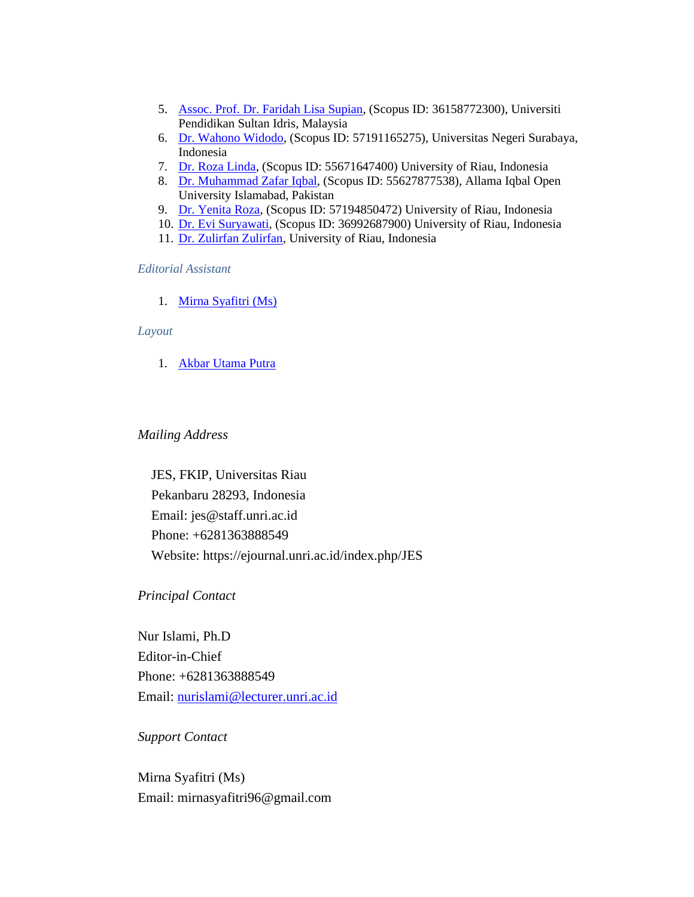5. Assoc. Prof. Dr. Faridah Lisa Supian, (Scopus ID: 36158772300), Universiti Pendidikan Sultan Idris, Malaysia
6. Dr. Wahono Widodo, (Scopus ID: 57191165275), Universitas Negeri Surabaya, Indonesia
7. Dr. Roza Linda, (Scopus ID: 55671647400) University of Riau, Indonesia
8. Dr. Muhammad Zafar Iqbal, (Scopus ID: 55627877538), Allama Iqbal Open University Islamabad, Pakistan
9. Dr. Yenita Roza, (Scopus ID: 57194850472) University of Riau, Indonesia
10. Dr. Evi Suryawati, (Scopus ID: 36992687900) University of Riau, Indonesia
11. Dr. Zulirfan Zulirfan, University of Riau, Indonesia

*Editorial Assistant*

1. Mirna Syafitri (Ms)

*Layout*

1. Akbar Utama Putra

*Mailing Address*

JES, FKIP, Universitas Riau
Pekanbaru 28293, Indonesia
Email: jes@staff.unri.ac.id
Phone: +6281363888549
Website: https://ejournal.unri.ac.id/index.php/JES

*Principal Contact*

Nur Islami, Ph.D
Editor-in-Chief
Phone: +6281363888549
Email: nurislami@lecturer.unri.ac.id

*Support Contact*

Mirna Syafitri (Ms)
Email: mirnasyafitri96@gmail.com